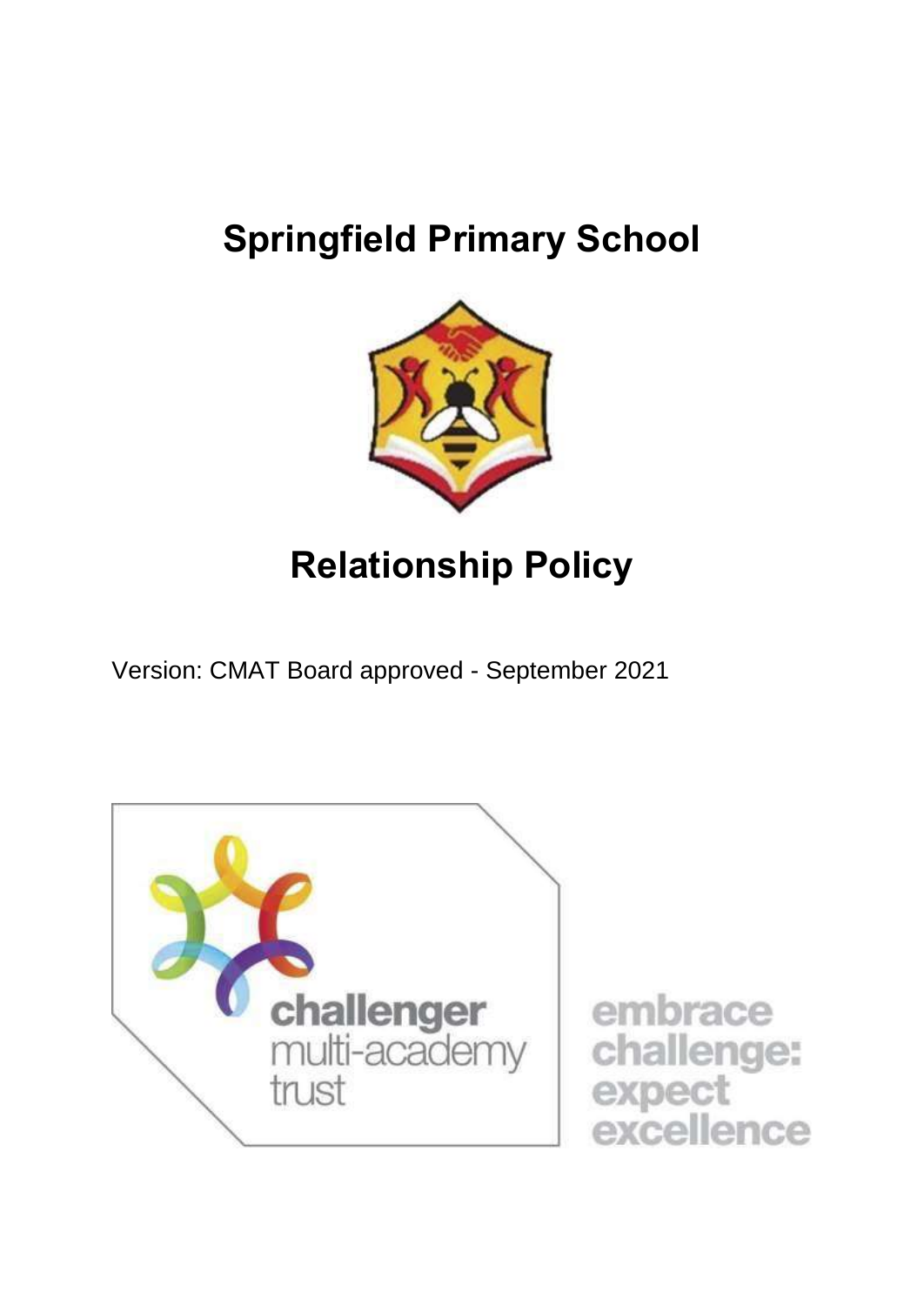# Springfield Primary School

# Relationship Policy

Version: CMAT Board approved - September 2021

challenger multi-academy trust

embrace challenge: expect excellence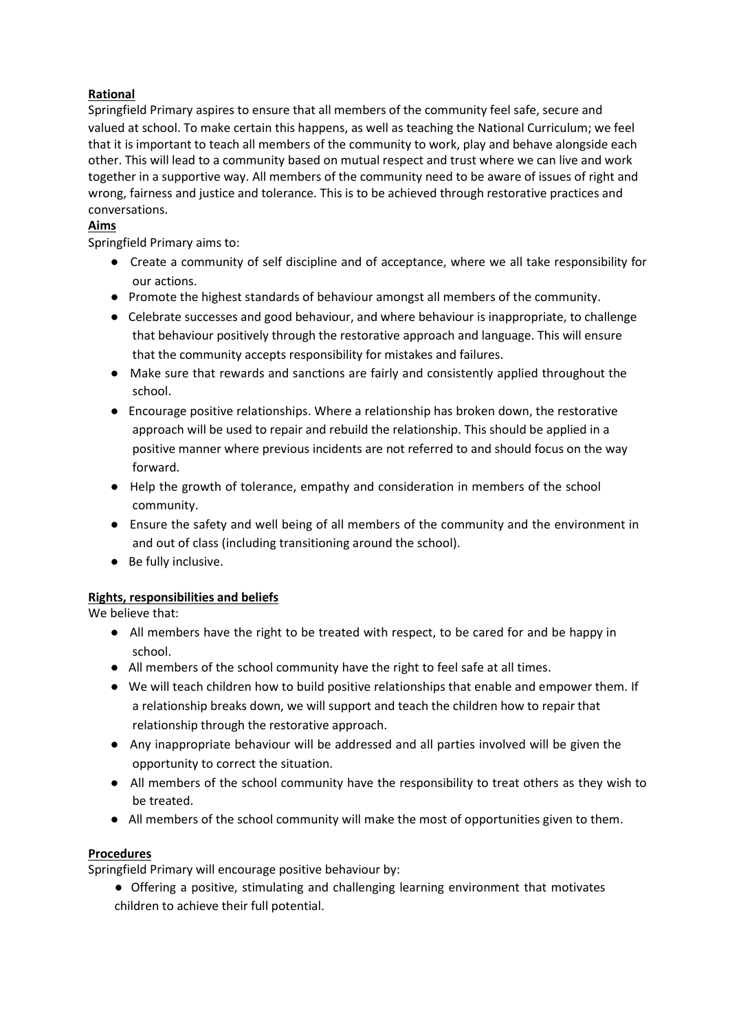**Rational**

Springfield Primary aspires to ensure that all members of the community feel safe, secure and valued at school. To make certain this happens, as well as teaching the National Curriculum; we feel that it is important to teach all members of the community to work, play and behave alongside each other. This will lead to a community based on mutual respect and trust where we can live and work together in a supportive way. All members of the community need to be aware of issues of right and wrong, fairness and justice and tolerance. This is to be achieved through restorative practices and conversations.

**Aims**

Springfield Primary aims to:

- Create a community of self discipline and of acceptance, where we all take responsibility for our actions.
- Promote the highest standards of behaviour amongst all members of the community.
- Celebrate successes and good behaviour, and where behaviour is inappropriate, to challenge that behaviour positively through the restorative approach and language. This will ensure that the community accepts responsibility for mistakes and failures.
- Make sure that rewards and sanctions are fairly and consistently applied throughout the school.
- Encourage positive relationships. Where a relationship has broken down, the restorative approach will be used to repair and rebuild the relationship. This should be applied in a positive manner where previous incidents are not referred to and should focus on the way forward.
- Help the growth of tolerance, empathy and consideration in members of the school community.
- Ensure the safety and well being of all members of the community and the environment in and out of class (including transitioning around the school).
- Be fully inclusive.

**Rights, responsibilities and beliefs**

We believe that:

- All members have the right to be treated with respect, to be cared for and be happy in school.
- All members of the school community have the right to feel safe at all times.
- We will teach children how to build positive relationships that enable and empower them. If a relationship breaks down, we will support and teach the children how to repair that relationship through the restorative approach.
- Any inappropriate behaviour will be addressed and all parties involved will be given the opportunity to correct the situation.
- All members of the school community have the responsibility to treat others as they wish to be treated.
- All members of the school community will make the most of opportunities given to them.

**Procedures**

Springfield Primary will encourage positive behaviour by:

- Offering a positive, stimulating and challenging learning environment that motivates children to achieve their full potential.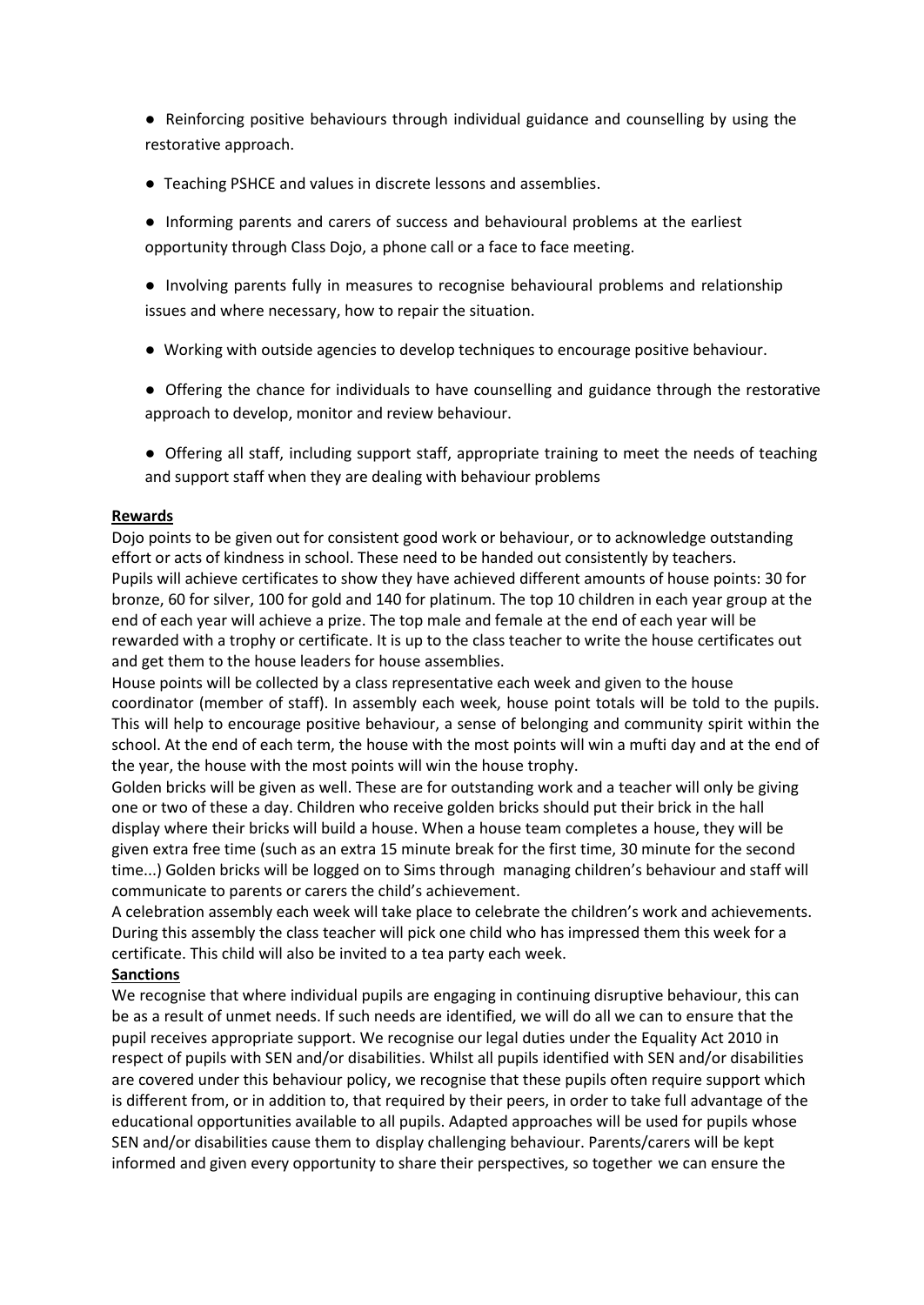- Reinforcing positive behaviours through individual guidance and counselling by using the restorative approach.
- Teaching PSHCE and values in discrete lessons and assemblies.
- Informing parents and carers of success and behavioural problems at the earliest opportunity through Class Dojo, a phone call or a face to face meeting.
- Involving parents fully in measures to recognise behavioural problems and relationship issues and where necessary, how to repair the situation.
- Working with outside agencies to develop techniques to encourage positive behaviour.
- Offering the chance for individuals to have counselling and guidance through the restorative approach to develop, monitor and review behaviour.
- Offering all staff, including support staff, appropriate training to meet the needs of teaching and support staff when they are dealing with behaviour problems

**Rewards**

Dojo points to be given out for consistent good work or behaviour, or to acknowledge outstanding effort or acts of kindness in school. These need to be handed out consistently by teachers.
Pupils will achieve certificates to show they have achieved different amounts of house points: 30 for bronze, 60 for silver, 100 for gold and 140 for platinum. The top 10 children in each year group at the end of each year will achieve a prize. The top male and female at the end of each year will be rewarded with a trophy or certificate. It is up to the class teacher to write the house certificates out and get them to the house leaders for house assemblies.
House points will be collected by a class representative each week and given to the house coordinator (member of staff). In assembly each week, house point totals will be told to the pupils. This will help to encourage positive behaviour, a sense of belonging and community spirit within the school. At the end of each term, the house with the most points will win a mufti day and at the end of the year, the house with the most points will win the house trophy.
Golden bricks will be given as well. These are for outstanding work and a teacher will only be giving one or two of these a day. Children who receive golden bricks should put their brick in the hall display where their bricks will build a house. When a house team completes a house, they will be given extra free time (such as an extra 15 minute break for the first time, 30 minute for the second time...) Golden bricks will be logged on to Sims through managing children's behaviour and staff will communicate to parents or carers the child's achievement.
A celebration assembly each week will take place to celebrate the children's work and achievements. During this assembly the class teacher will pick one child who has impressed them this week for a certificate. This child will also be invited to a tea party each week.

**Sanctions**

We recognise that where individual pupils are engaging in continuing disruptive behaviour, this can be as a result of unmet needs. If such needs are identified, we will do all we can to ensure that the pupil receives appropriate support. We recognise our legal duties under the Equality Act 2010 in respect of pupils with SEN and/or disabilities. Whilst all pupils identified with SEN and/or disabilities are covered under this behaviour policy, we recognise that these pupils often require support which is different from, or in addition to, that required by their peers, in order to take full advantage of the educational opportunities available to all pupils. Adapted approaches will be used for pupils whose SEN and/or disabilities cause them to display challenging behaviour. Parents/carers will be kept informed and given every opportunity to share their perspectives, so together we can ensure the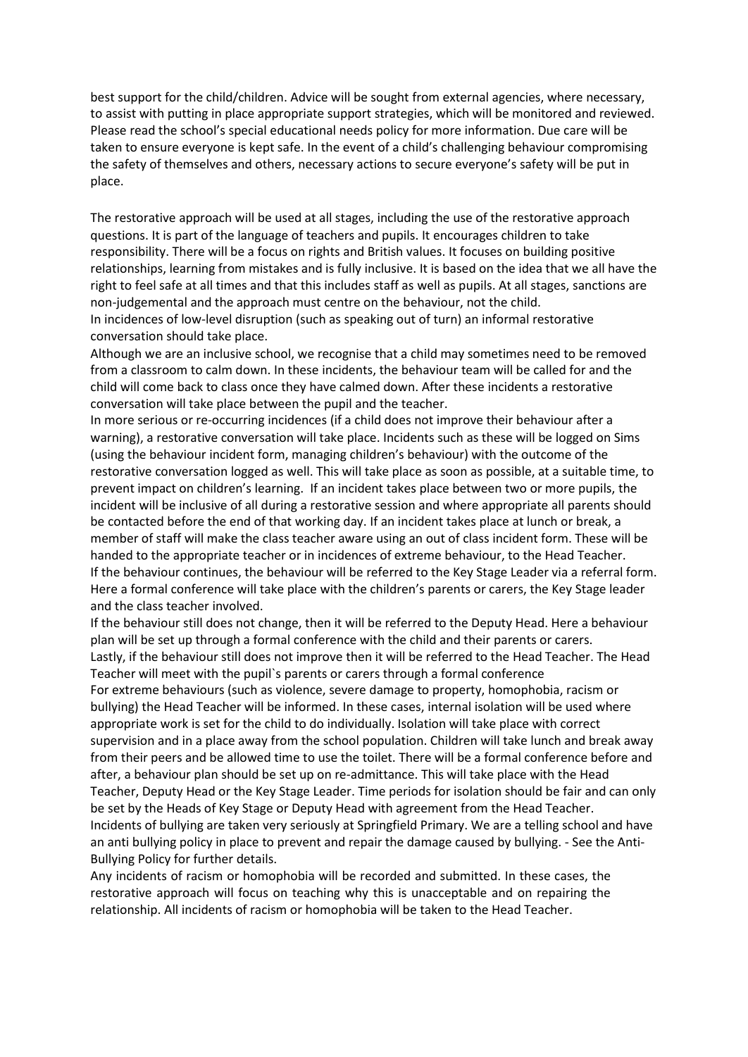best support for the child/children. Advice will be sought from external agencies, where necessary, to assist with putting in place appropriate support strategies, which will be monitored and reviewed. Please read the school's special educational needs policy for more information. Due care will be taken to ensure everyone is kept safe. In the event of a child's challenging behaviour compromising the safety of themselves and others, necessary actions to secure everyone's safety will be put in place.

The restorative approach will be used at all stages, including the use of the restorative approach questions. It is part of the language of teachers and pupils. It encourages children to take responsibility. There will be a focus on rights and British values. It focuses on building positive relationships, learning from mistakes and is fully inclusive. It is based on the idea that we all have the right to feel safe at all times and that this includes staff as well as pupils. At all stages, sanctions are non-judgemental and the approach must centre on the behaviour, not the child.

In incidences of low-level disruption (such as speaking out of turn) an informal restorative conversation should take place.

Although we are an inclusive school, we recognise that a child may sometimes need to be removed from a classroom to calm down. In these incidents, the behaviour team will be called for and the child will come back to class once they have calmed down. After these incidents a restorative conversation will take place between the pupil and the teacher.

In more serious or re-occurring incidences (if a child does not improve their behaviour after a warning), a restorative conversation will take place. Incidents such as these will be logged on Sims (using the behaviour incident form, managing children's behaviour) with the outcome of the restorative conversation logged as well. This will take place as soon as possible, at a suitable time, to prevent impact on children's learning. If an incident takes place between two or more pupils, the incident will be inclusive of all during a restorative session and where appropriate all parents should be contacted before the end of that working day. If an incident takes place at lunch or break, a member of staff will make the class teacher aware using an out of class incident form. These will be handed to the appropriate teacher or in incidences of extreme behaviour, to the Head Teacher.

If the behaviour continues, the behaviour will be referred to the Key Stage Leader via a referral form. Here a formal conference will take place with the children's parents or carers, the Key Stage leader and the class teacher involved.

If the behaviour still does not change, then it will be referred to the Deputy Head. Here a behaviour plan will be set up through a formal conference with the child and their parents or carers.

Lastly, if the behaviour still does not improve then it will be referred to the Head Teacher. The Head Teacher will meet with the pupil`s parents or carers through a formal conference

For extreme behaviours (such as violence, severe damage to property, homophobia, racism or bullying) the Head Teacher will be informed. In these cases, internal isolation will be used where appropriate work is set for the child to do individually. Isolation will take place with correct supervision and in a place away from the school population. Children will take lunch and break away from their peers and be allowed time to use the toilet. There will be a formal conference before and after, a behaviour plan should be set up on re-admittance. This will take place with the Head Teacher, Deputy Head or the Key Stage Leader. Time periods for isolation should be fair and can only be set by the Heads of Key Stage or Deputy Head with agreement from the Head Teacher.

Incidents of bullying are taken very seriously at Springfield Primary. We are a telling school and have an anti bullying policy in place to prevent and repair the damage caused by bullying. - See the Anti-Bullying Policy for further details.

Any incidents of racism or homophobia will be recorded and submitted. In these cases, the restorative approach will focus on teaching why this is unacceptable and on repairing the relationship. All incidents of racism or homophobia will be taken to the Head Teacher.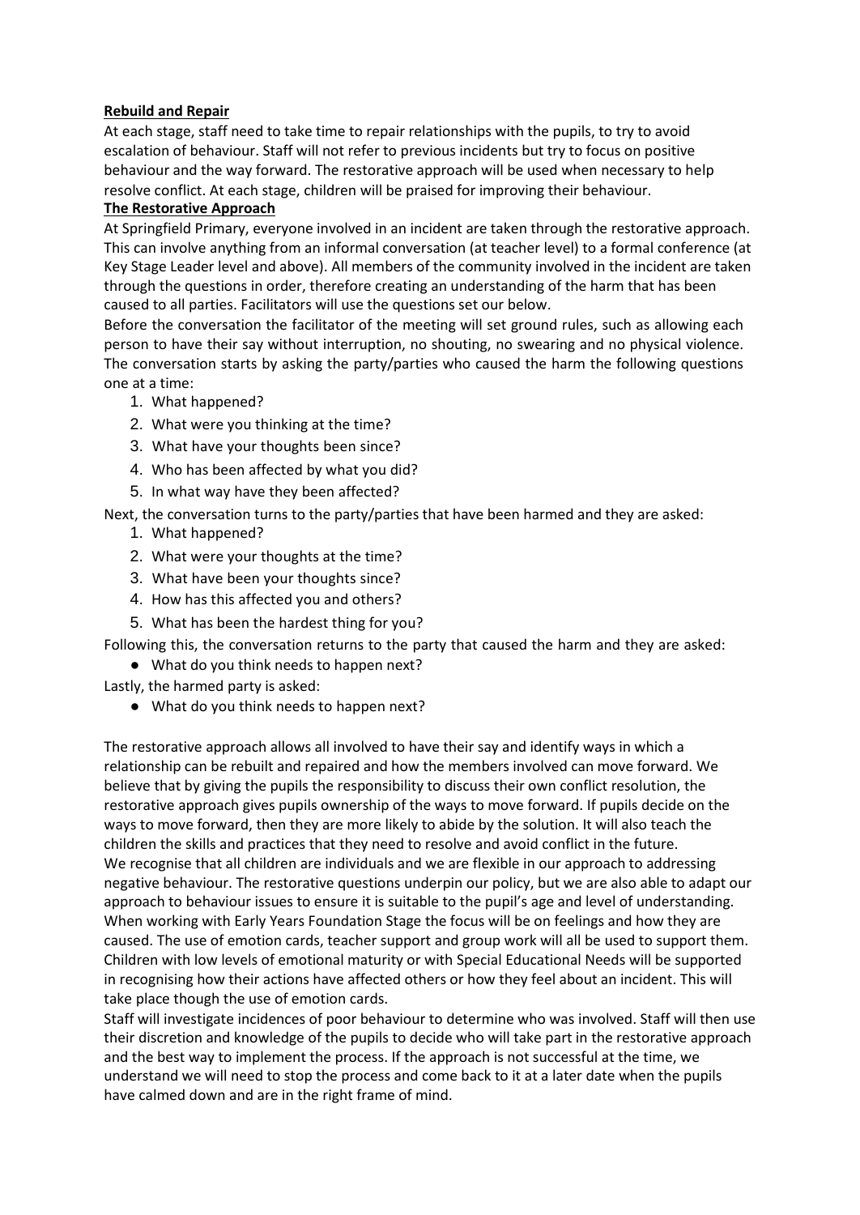**Rebuild and Repair**

At each stage, staff need to take time to repair relationships with the pupils, to try to avoid escalation of behaviour. Staff will not refer to previous incidents but try to focus on positive behaviour and the way forward. The restorative approach will be used when necessary to help resolve conflict. At each stage, children will be praised for improving their behaviour.

**The Restorative Approach**

At Springfield Primary, everyone involved in an incident are taken through the restorative approach. This can involve anything from an informal conversation (at teacher level) to a formal conference (at Key Stage Leader level and above). All members of the community involved in the incident are taken through the questions in order, therefore creating an understanding of the harm that has been caused to all parties. Facilitators will use the questions set our below.

Before the conversation the facilitator of the meeting will set ground rules, such as allowing each person to have their say without interruption, no shouting, no swearing and no physical violence. The conversation starts by asking the party/parties who caused the harm the following questions one at a time:

1. What happened?
2. What were you thinking at the time?
3. What have your thoughts been since?
4. Who has been affected by what you did?
5. In what way have they been affected?

Next, the conversation turns to the party/parties that have been harmed and they are asked:

1. What happened?
2. What were your thoughts at the time?
3. What have been your thoughts since?
4. How has this affected you and others?
5. What has been the hardest thing for you?

Following this, the conversation returns to the party that caused the harm and they are asked:

- What do you think needs to happen next?

Lastly, the harmed party is asked:

- What do you think needs to happen next?

The restorative approach allows all involved to have their say and identify ways in which a relationship can be rebuilt and repaired and how the members involved can move forward. We believe that by giving the pupils the responsibility to discuss their own conflict resolution, the restorative approach gives pupils ownership of the ways to move forward. If pupils decide on the ways to move forward, then they are more likely to abide by the solution. It will also teach the children the skills and practices that they need to resolve and avoid conflict in the future.

We recognise that all children are individuals and we are flexible in our approach to addressing negative behaviour. The restorative questions underpin our policy, but we are also able to adapt our approach to behaviour issues to ensure it is suitable to the pupil's age and level of understanding. When working with Early Years Foundation Stage the focus will be on feelings and how they are caused. The use of emotion cards, teacher support and group work will all be used to support them. Children with low levels of emotional maturity or with Special Educational Needs will be supported in recognising how their actions have affected others or how they feel about an incident. This will take place though the use of emotion cards.

Staff will investigate incidences of poor behaviour to determine who was involved. Staff will then use their discretion and knowledge of the pupils to decide who will take part in the restorative approach and the best way to implement the process. If the approach is not successful at the time, we understand we will need to stop the process and come back to it at a later date when the pupils have calmed down and are in the right frame of mind.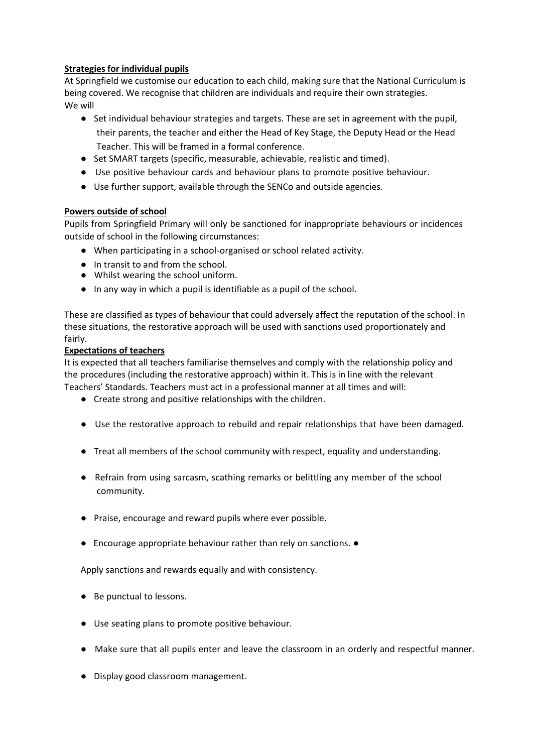**Strategies for individual pupils**

At Springfield we customise our education to each child, making sure that the National Curriculum is being covered. We recognise that children are individuals and require their own strategies.
We will

- Set individual behaviour strategies and targets. These are set in agreement with the pupil, their parents, the teacher and either the Head of Key Stage, the Deputy Head or the Head Teacher. This will be framed in a formal conference.
- Set SMART targets (specific, measurable, achievable, realistic and timed).
- Use positive behaviour cards and behaviour plans to promote positive behaviour.
- Use further support, available through the SENCo and outside agencies.

**Powers outside of school**

Pupils from Springfield Primary will only be sanctioned for inappropriate behaviours or incidences outside of school in the following circumstances:

- When participating in a school-organised or school related activity.
- In transit to and from the school.
- Whilst wearing the school uniform.
- In any way in which a pupil is identifiable as a pupil of the school.

These are classified as types of behaviour that could adversely affect the reputation of the school. In these situations, the restorative approach will be used with sanctions used proportionately and fairly.

**Expectations of teachers**

It is expected that all teachers familiarise themselves and comply with the relationship policy and the procedures (including the restorative approach) within it. This is in line with the relevant Teachers' Standards. Teachers must act in a professional manner at all times and will:

- Create strong and positive relationships with the children.
- Use the restorative approach to rebuild and repair relationships that have been damaged.
- Treat all members of the school community with respect, equality and understanding.
- Refrain from using sarcasm, scathing remarks or belittling any member of the school community.
- Praise, encourage and reward pupils where ever possible.
- Encourage appropriate behaviour rather than rely on sanctions. ●

Apply sanctions and rewards equally and with consistency.

- Be punctual to lessons.
- Use seating plans to promote positive behaviour.
- Make sure that all pupils enter and leave the classroom in an orderly and respectful manner.
- Display good classroom management.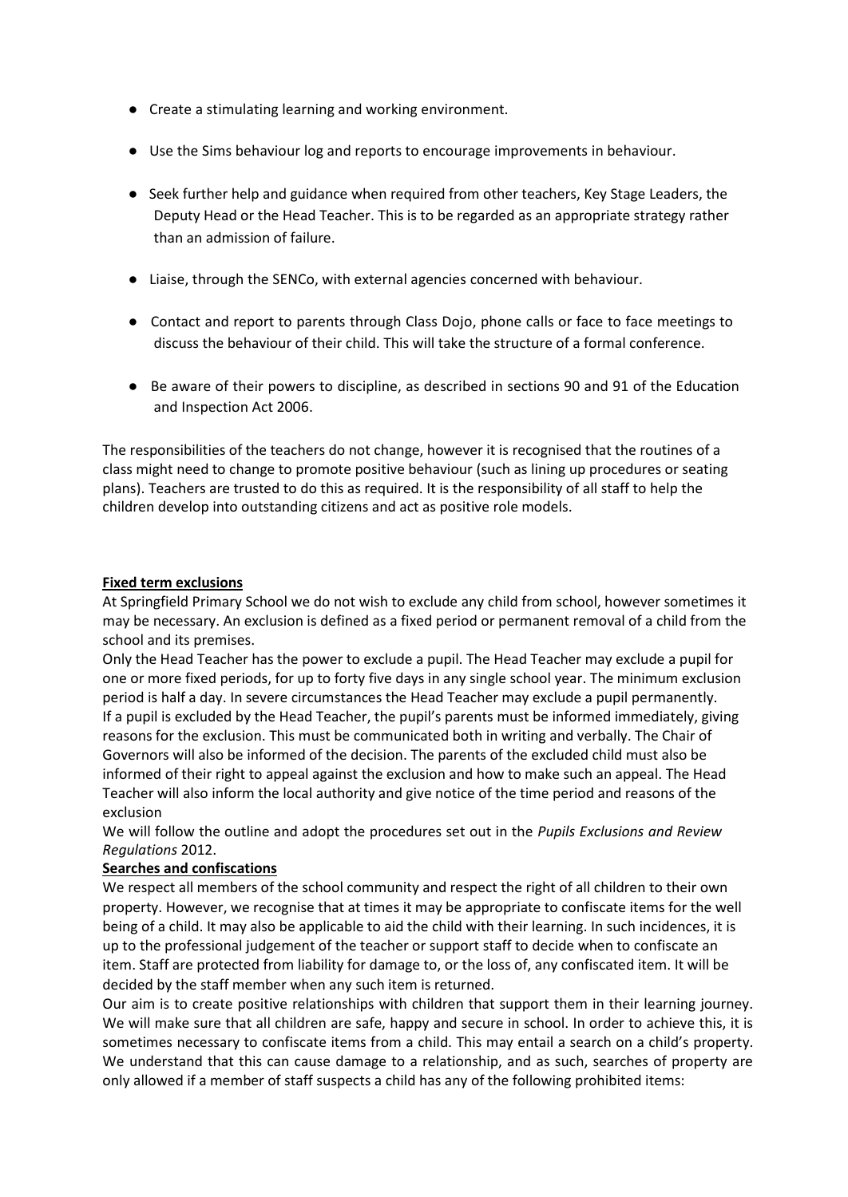- Create a stimulating learning and working environment.
- Use the Sims behaviour log and reports to encourage improvements in behaviour.
- Seek further help and guidance when required from other teachers, Key Stage Leaders, the Deputy Head or the Head Teacher. This is to be regarded as an appropriate strategy rather than an admission of failure.
- Liaise, through the SENCo, with external agencies concerned with behaviour.
- Contact and report to parents through Class Dojo, phone calls or face to face meetings to discuss the behaviour of their child. This will take the structure of a formal conference.
- Be aware of their powers to discipline, as described in sections 90 and 91 of the Education and Inspection Act 2006.

The responsibilities of the teachers do not change, however it is recognised that the routines of a class might need to change to promote positive behaviour (such as lining up procedures or seating plans). Teachers are trusted to do this as required. It is the responsibility of all staff to help the children develop into outstanding citizens and act as positive role models.

**Fixed term exclusions**

At Springfield Primary School we do not wish to exclude any child from school, however sometimes it may be necessary. An exclusion is defined as a fixed period or permanent removal of a child from the school and its premises.

Only the Head Teacher has the power to exclude a pupil. The Head Teacher may exclude a pupil for one or more fixed periods, for up to forty five days in any single school year. The minimum exclusion period is half a day. In severe circumstances the Head Teacher may exclude a pupil permanently.

If a pupil is excluded by the Head Teacher, the pupil's parents must be informed immediately, giving reasons for the exclusion. This must be communicated both in writing and verbally. The Chair of Governors will also be informed of the decision. The parents of the excluded child must also be informed of their right to appeal against the exclusion and how to make such an appeal. The Head Teacher will also inform the local authority and give notice of the time period and reasons of the exclusion

We will follow the outline and adopt the procedures set out in the *Pupils Exclusions and Review Regulations* 2012.

**Searches and confiscations**

We respect all members of the school community and respect the right of all children to their own property. However, we recognise that at times it may be appropriate to confiscate items for the well being of a child. It may also be applicable to aid the child with their learning. In such incidences, it is up to the professional judgement of the teacher or support staff to decide when to confiscate an item. Staff are protected from liability for damage to, or the loss of, any confiscated item. It will be decided by the staff member when any such item is returned.

Our aim is to create positive relationships with children that support them in their learning journey. We will make sure that all children are safe, happy and secure in school. In order to achieve this, it is sometimes necessary to confiscate items from a child. This may entail a search on a child's property. We understand that this can cause damage to a relationship, and as such, searches of property are only allowed if a member of staff suspects a child has any of the following prohibited items: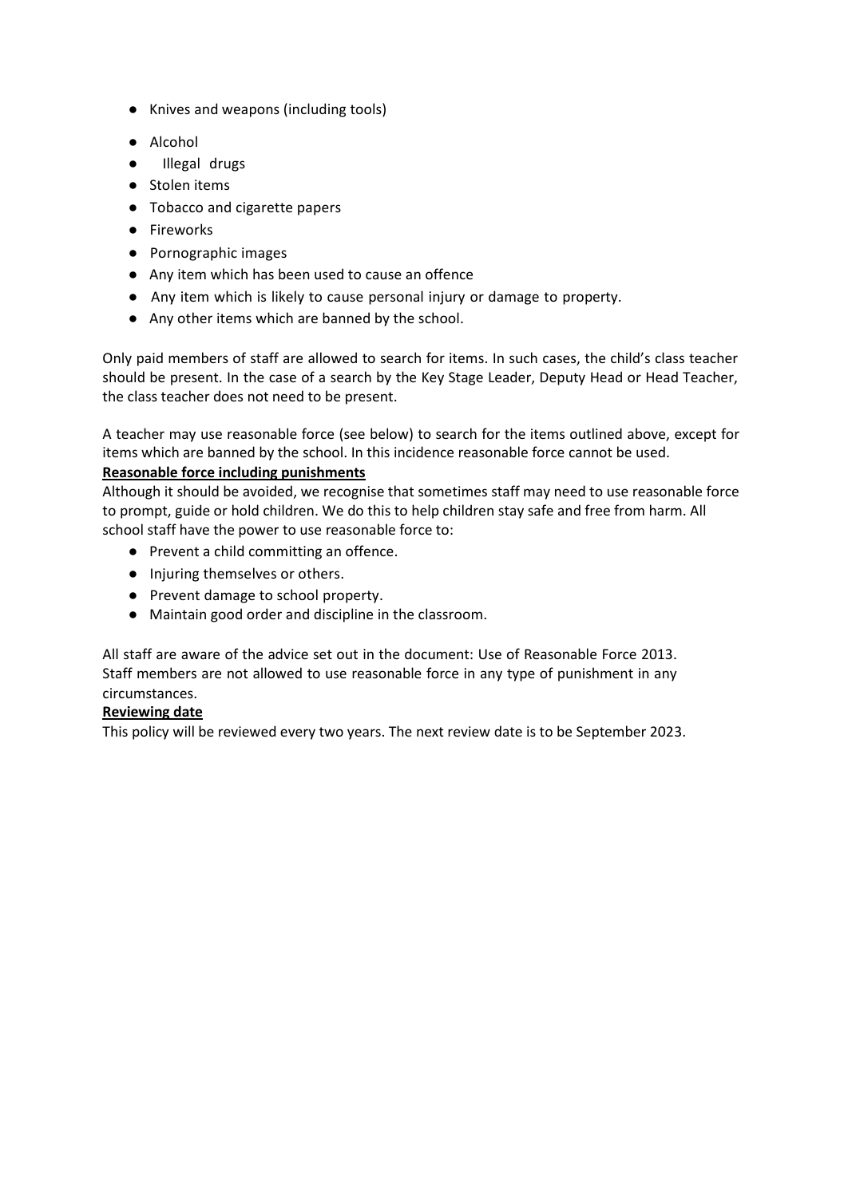- Knives and weapons (including tools)
- Alcohol
- Illegal drugs
- Stolen items
- Tobacco and cigarette papers
- Fireworks
- Pornographic images
- Any item which has been used to cause an offence
- Any item which is likely to cause personal injury or damage to property.
- Any other items which are banned by the school.

Only paid members of staff are allowed to search for items. In such cases, the child's class teacher should be present. In the case of a search by the Key Stage Leader, Deputy Head or Head Teacher, the class teacher does not need to be present.

A teacher may use reasonable force (see below) to search for the items outlined above, except for items which are banned by the school. In this incidence reasonable force cannot be used.

**Reasonable force including punishments**

Although it should be avoided, we recognise that sometimes staff may need to use reasonable force to prompt, guide or hold children. We do this to help children stay safe and free from harm. All school staff have the power to use reasonable force to:

- Prevent a child committing an offence.
- Injuring themselves or others.
- Prevent damage to school property.
- Maintain good order and discipline in the classroom.

All staff are aware of the advice set out in the document: Use of Reasonable Force 2013. Staff members are not allowed to use reasonable force in any type of punishment in any circumstances.

**Reviewing date**

This policy will be reviewed every two years. The next review date is to be September 2023.